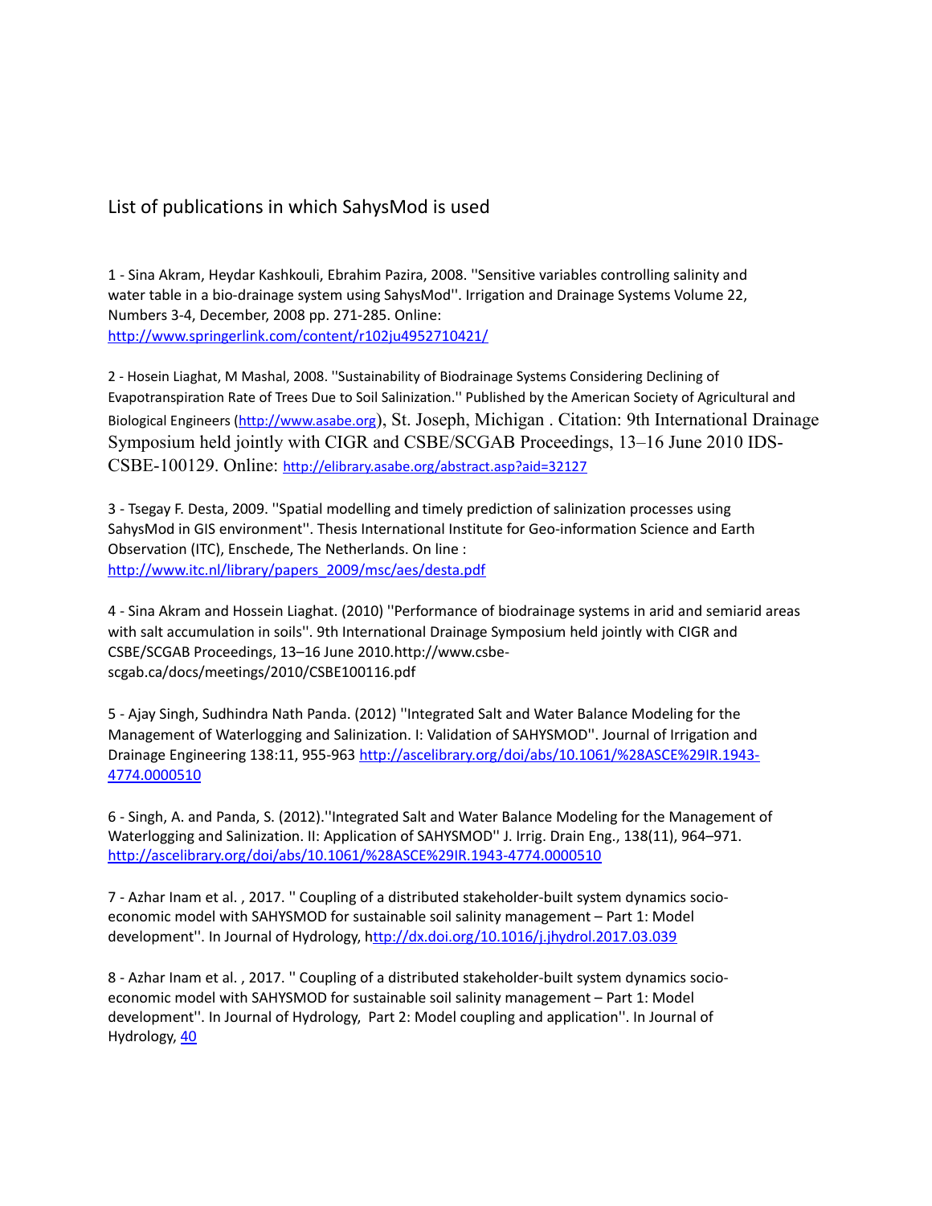# List of publications in which SahysMod is used

1 - Sina Akram, Heydar Kashkouli, Ebrahim Pazira, 2008. ''Sensitive variables controlling salinity and water table in a bio-drainage system using SahysMod''. Irrigation and Drainage Systems Volume 22, Numbers 3-4, December, 2008 pp. 271-285. Online: http://www.springerlink.com/content/r102ju4952710421/

2 - Hosein Liaghat, M Mashal, 2008. ''Sustainability of Biodrainage Systems Considering Declining of Evapotranspiration Rate of Trees Due to Soil Salinization.'' Published by the American Society of Agricultural and Biological Engineers (http://www.asabe.org), St. Joseph, Michigan . Citation: 9th International Drainage Symposium held jointly with CIGR and CSBE/SCGAB Proceedings, 13–16 June 2010 IDS-CSBE-100129. Online: http://elibrary.asabe.org/abstract.asp?aid=32127

3 - Tsegay F. Desta, 2009. ''Spatial modelling and timely prediction of salinization processes using SahysMod in GIS environment''. Thesis International Institute for Geo-information Science and Earth Observation (ITC), Enschede, The Netherlands. On line : http://www.itc.nl/library/papers_2009/msc/aes/desta.pdf

4 - Sina Akram and Hossein Liaghat. (2010) ''Performance of biodrainage systems in arid and semiarid areas with salt accumulation in soils''. 9th International Drainage Symposium held jointly with CIGR and CSBE/SCGAB Proceedings, 13–16 June 2010.http://www.csbe-scgab.ca/docs/meetings/2010/CSBE100116.pdf

5 - Ajay Singh, Sudhindra Nath Panda. (2012) ''Integrated Salt and Water Balance Modeling for the Management of Waterlogging and Salinization. I: Validation of SAHYSMOD''. Journal of Irrigation and Drainage Engineering 138:11, 955-963 http://ascelibrary.org/doi/abs/10.1061/%28ASCE%29IR.1943-4774.0000510

6 - Singh, A. and Panda, S. (2012).''Integrated Salt and Water Balance Modeling for the Management of Waterlogging and Salinization. II: Application of SAHYSMOD'' J. Irrig. Drain Eng., 138(11), 964–971. http://ascelibrary.org/doi/abs/10.1061/%28ASCE%29IR.1943-4774.0000510

7 - Azhar Inam et al. , 2017. '' Coupling of a distributed stakeholder-built system dynamics socio-economic model with SAHYSMOD for sustainable soil salinity management – Part 1: Model development''. In Journal of Hydrology, http://dx.doi.org/10.1016/j.jhydrol.2017.03.039

8 - Azhar Inam et al. , 2017. '' Coupling of a distributed stakeholder-built system dynamics socio-economic model with SAHYSMOD for sustainable soil salinity management – Part 1: Model development''. In Journal of Hydrology, Part 2: Model coupling and application''. In Journal of Hydrology, 40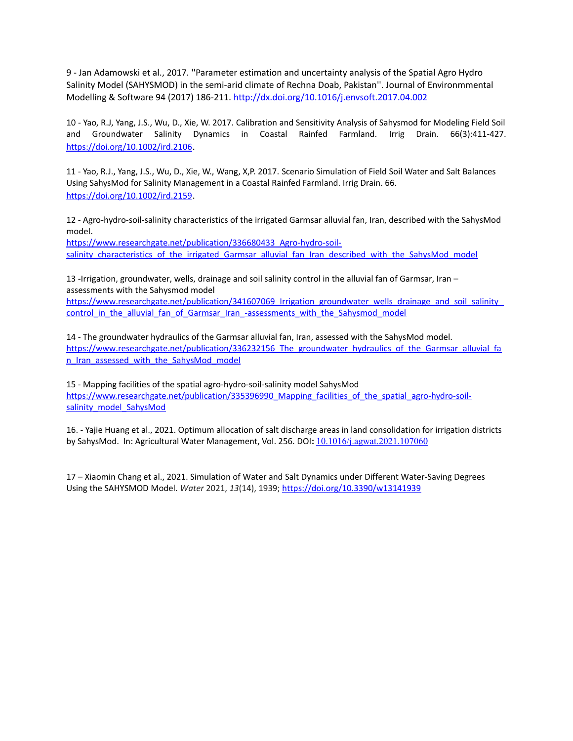9 - Jan Adamowski et al., 2017. ''Parameter estimation and uncertainty analysis of the Spatial Agro Hydro Salinity Model (SAHYSMOD) in the semi-arid climate of Rechna Doab, Pakistan''. Journal of Environmental Modelling & Software 94 (2017) 186-211. http://dx.doi.org/10.1016/j.envsoft.2017.04.002

10 - Yao, R.J, Yang, J.S., Wu, D., Xie, W. 2017. Calibration and Sensitivity Analysis of Sahysmod for Modeling Field Soil and Groundwater Salinity Dynamics in Coastal Rainfed Farmland. Irrig Drain. 66(3):411-427. https://doi.org/10.1002/ird.2106.

11 - Yao, R.J., Yang, J.S., Wu, D., Xie, W., Wang, X,P. 2017. Scenario Simulation of Field Soil Water and Salt Balances Using SahysMod for Salinity Management in a Coastal Rainfed Farmland. Irrig Drain. 66. https://doi.org/10.1002/ird.2159.

12 - Agro-hydro-soil-salinity characteristics of the irrigated Garmsar alluvial fan, Iran, described with the SahysMod model.
https://www.researchgate.net/publication/336680433_Agro-hydro-soil-salinity_characteristics_of_the_irrigated_Garmsar_alluvial_fan_Iran_described_with_the_SahysMod_model

13 -Irrigation, groundwater, wells, drainage and soil salinity control in the alluvial fan of Garmsar, Iran – assessments with the Sahysmod model
https://www.researchgate.net/publication/341607069_Irrigation_groundwater_wells_drainage_and_soil_salinity_control_in_the_alluvial_fan_of_Garmsar_Iran_-assessments_with_the_Sahysmod_model

14 - The groundwater hydraulics of the Garmsar alluvial fan, Iran, assessed with the SahysMod model.
https://www.researchgate.net/publication/336232156_The_groundwater_hydraulics_of_the_Garmsar_alluvial_fan_Iran_assessed_with_the_SahysMod_model

15 - Mapping facilities of the spatial agro-hydro-soil-salinity model SahysMod
https://www.researchgate.net/publication/335396990_Mapping_facilities_of_the_spatial_agro-hydro-soil-salinity_model_SahysMod

16. - Yajie Huang et al., 2021. Optimum allocation of salt discharge areas in land consolidation for irrigation districts by SahysMod. In: Agricultural Water Management, Vol. 256. DOI**:** 10.1016/j.agwat.2021.107060

17 – Xiaomin Chang et al., 2021. Simulation of Water and Salt Dynamics under Different Water-Saving Degrees Using the SAHYSMOD Model. *Water* 2021, *13*(14), 1939; https://doi.org/10.3390/w13141939